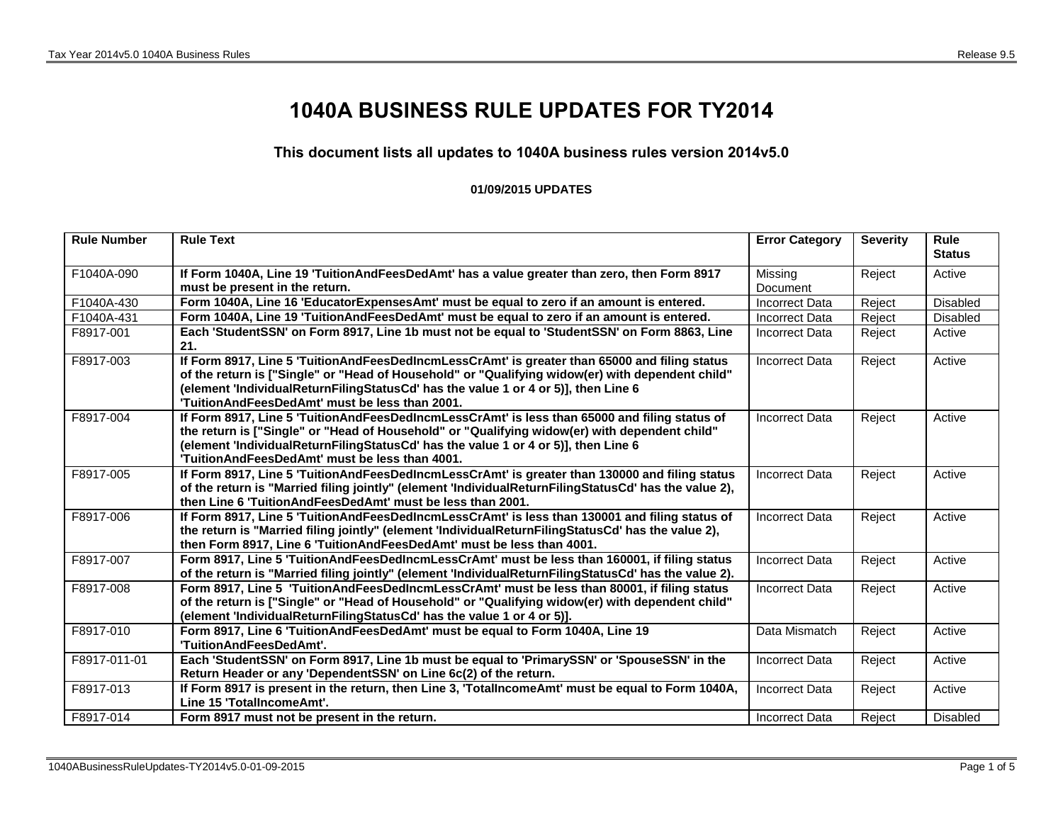# 1040A BUSINESS RULE UPDATES FOR TY2014

### This document lists all updates to 1040A business rules version 2014v5.0

#### 01/09/2015 UPDATES

| Rule Number | Rule Text | Error Category | Severity | Rule Status |
|---|---|---|---|---|
| F1040A-090 | **If Form 1040A, Line 19 'TuitionAndFeesDedAmt' has a value greater than zero, then Form 8917 must be present in the return.** | Missing Document | Reject | Active |
| F1040A-430 | **Form 1040A, Line 16 'EducatorExpensesAmt' must be equal to zero if an amount is entered.** | Incorrect Data | Reject | Disabled |
| F1040A-431 | **Form 1040A, Line 19 'TuitionAndFeesDedAmt' must be equal to zero if an amount is entered.** | Incorrect Data | Reject | Disabled |
| F8917-001 | **Each 'StudentSSN' on Form 8917, Line 1b must not be equal to 'StudentSSN' on Form 8863, Line 21.** | Incorrect Data | Reject | Active |
| F8917-003 | **If Form 8917, Line 5 'TuitionAndFeesDedIncmLessCrAmt' is greater than 65000 and filing status of the return is ["Single" or "Head of Household" or "Qualifying widow(er) with dependent child" (element 'IndividualReturnFilingStatusCd' has the value 1 or 4 or 5)], then Line 6 'TuitionAndFeesDedAmt' must be less than 2001.** | Incorrect Data | Reject | Active |
| F8917-004 | **If Form 8917, Line 5 'TuitionAndFeesDedIncmLessCrAmt' is less than 65000 and filing status of the return is ["Single" or "Head of Household" or "Qualifying widow(er) with dependent child" (element 'IndividualReturnFilingStatusCd' has the value 1 or 4 or 5)], then Line 6 'TuitionAndFeesDedAmt' must be less than 4001.** | Incorrect Data | Reject | Active |
| F8917-005 | **If Form 8917, Line 5 'TuitionAndFeesDedIncmLessCrAmt' is greater than 130000 and filing status of the return is "Married filing jointly" (element 'IndividualReturnFilingStatusCd' has the value 2), then Line 6 'TuitionAndFeesDedAmt' must be less than 2001.** | Incorrect Data | Reject | Active |
| F8917-006 | **If Form 8917, Line 5 'TuitionAndFeesDedIncmLessCrAmt' is less than 130001 and filing status of the return is "Married filing jointly" (element 'IndividualReturnFilingStatusCd' has the value 2), then Form 8917, Line 6 'TuitionAndFeesDedAmt' must be less than 4001.** | Incorrect Data | Reject | Active |
| F8917-007 | **Form 8917, Line 5 'TuitionAndFeesDedIncmLessCrAmt' must be less than 160001, if filing status of the return is "Married filing jointly" (element 'IndividualReturnFilingStatusCd' has the value 2).** | Incorrect Data | Reject | Active |
| F8917-008 | **Form 8917, Line 5 'TuitionAndFeesDedIncmLessCrAmt' must be less than 80001, if filing status of the return is ["Single" or "Head of Household" or "Qualifying widow(er) with dependent child" (element 'IndividualReturnFilingStatusCd' has the value 1 or 4 or 5)].** | Incorrect Data | Reject | Active |
| F8917-010 | **Form 8917, Line 6 'TuitionAndFeesDedAmt' must be equal to Form 1040A, Line 19 'TuitionAndFeesDedAmt'.** | Data Mismatch | Reject | Active |
| F8917-011-01 | **Each 'StudentSSN' on Form 8917, Line 1b must be equal to 'PrimarySSN' or 'SpouseSSN' in the Return Header or any 'DependentSSN' on Line 6c(2) of the return.** | Incorrect Data | Reject | Active |
| F8917-013 | **If Form 8917 is present in the return, then Line 3, 'TotalIncomeAmt' must be equal to Form 1040A, Line 15 'TotalIncomeAmt'.** | Incorrect Data | Reject | Active |
| F8917-014 | **Form 8917 must not be present in the return.** | Incorrect Data | Reject | Disabled |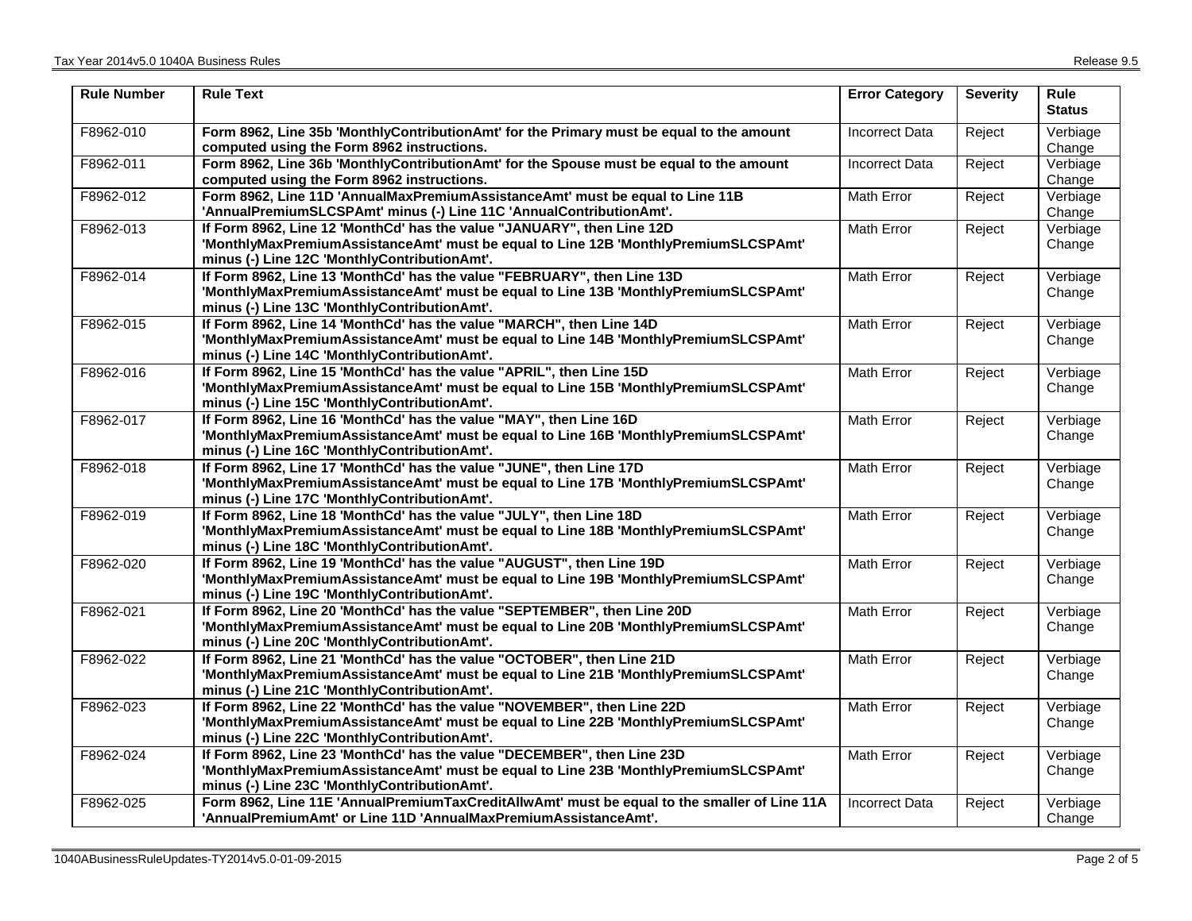| Rule Number | Rule Text | Error Category | Severity | Rule Status |
|---|---|---|---|---|
| F8962-010 | **Form 8962, Line 35b 'MonthlyContributionAmt' for the Primary must be equal to the amount computed using the Form 8962 instructions.** | Incorrect Data | Reject | Verbiage Change |
| F8962-011 | **Form 8962, Line 36b 'MonthlyContributionAmt' for the Spouse must be equal to the amount computed using the Form 8962 instructions.** | Incorrect Data | Reject | Verbiage Change |
| F8962-012 | **Form 8962, Line 11D 'AnnualMaxPremiumAssistanceAmt' must be equal to Line 11B 'AnnualPremiumSLCSPAmt' minus (-) Line 11C 'AnnualContributionAmt'.** | Math Error | Reject | Verbiage Change |
| F8962-013 | **If Form 8962, Line 12 'MonthCd' has the value "JANUARY", then Line 12D 'MonthlyMaxPremiumAssistanceAmt' must be equal to Line 12B 'MonthlyPremiumSLCSPAmt' minus (-) Line 12C 'MonthlyContributionAmt'.** | Math Error | Reject | Verbiage Change |
| F8962-014 | **If Form 8962, Line 13 'MonthCd' has the value "FEBRUARY", then Line 13D 'MonthlyMaxPremiumAssistanceAmt' must be equal to Line 13B 'MonthlyPremiumSLCSPAmt' minus (-) Line 13C 'MonthlyContributionAmt'.** | Math Error | Reject | Verbiage Change |
| F8962-015 | **If Form 8962, Line 14 'MonthCd' has the value "MARCH", then Line 14D 'MonthlyMaxPremiumAssistanceAmt' must be equal to Line 14B 'MonthlyPremiumSLCSPAmt' minus (-) Line 14C 'MonthlyContributionAmt'.** | Math Error | Reject | Verbiage Change |
| F8962-016 | **If Form 8962, Line 15 'MonthCd' has the value "APRIL", then Line 15D 'MonthlyMaxPremiumAssistanceAmt' must be equal to Line 15B 'MonthlyPremiumSLCSPAmt' minus (-) Line 15C 'MonthlyContributionAmt'.** | Math Error | Reject | Verbiage Change |
| F8962-017 | **If Form 8962, Line 16 'MonthCd' has the value "MAY", then Line 16D 'MonthlyMaxPremiumAssistanceAmt' must be equal to Line 16B 'MonthlyPremiumSLCSPAmt' minus (-) Line 16C 'MonthlyContributionAmt'.** | Math Error | Reject | Verbiage Change |
| F8962-018 | **If Form 8962, Line 17 'MonthCd' has the value "JUNE", then Line 17D 'MonthlyMaxPremiumAssistanceAmt' must be equal to Line 17B 'MonthlyPremiumSLCSPAmt' minus (-) Line 17C 'MonthlyContributionAmt'.** | Math Error | Reject | Verbiage Change |
| F8962-019 | **If Form 8962, Line 18 'MonthCd' has the value "JULY", then Line 18D 'MonthlyMaxPremiumAssistanceAmt' must be equal to Line 18B 'MonthlyPremiumSLCSPAmt' minus (-) Line 18C 'MonthlyContributionAmt'.** | Math Error | Reject | Verbiage Change |
| F8962-020 | **If Form 8962, Line 19 'MonthCd' has the value "AUGUST", then Line 19D 'MonthlyMaxPremiumAssistanceAmt' must be equal to Line 19B 'MonthlyPremiumSLCSPAmt' minus (-) Line 19C 'MonthlyContributionAmt'.** | Math Error | Reject | Verbiage Change |
| F8962-021 | **If Form 8962, Line 20 'MonthCd' has the value "SEPTEMBER", then Line 20D 'MonthlyMaxPremiumAssistanceAmt' must be equal to Line 20B 'MonthlyPremiumSLCSPAmt' minus (-) Line 20C 'MonthlyContributionAmt'.** | Math Error | Reject | Verbiage Change |
| F8962-022 | **If Form 8962, Line 21 'MonthCd' has the value "OCTOBER", then Line 21D 'MonthlyMaxPremiumAssistanceAmt' must be equal to Line 21B 'MonthlyPremiumSLCSPAmt' minus (-) Line 21C 'MonthlyContributionAmt'.** | Math Error | Reject | Verbiage Change |
| F8962-023 | **If Form 8962, Line 22 'MonthCd' has the value "NOVEMBER", then Line 22D 'MonthlyMaxPremiumAssistanceAmt' must be equal to Line 22B 'MonthlyPremiumSLCSPAmt' minus (-) Line 22C 'MonthlyContributionAmt'.** | Math Error | Reject | Verbiage Change |
| F8962-024 | **If Form 8962, Line 23 'MonthCd' has the value "DECEMBER", then Line 23D 'MonthlyMaxPremiumAssistanceAmt' must be equal to Line 23B 'MonthlyPremiumSLCSPAmt' minus (-) Line 23C 'MonthlyContributionAmt'.** | Math Error | Reject | Verbiage Change |
| F8962-025 | **Form 8962, Line 11E 'AnnualPremiumTaxCreditAllwAmt' must be equal to the smaller of Line 11A 'AnnualPremiumAmt' or Line 11D 'AnnualMaxPremiumAssistanceAmt'.** | Incorrect Data | Reject | Verbiage Change |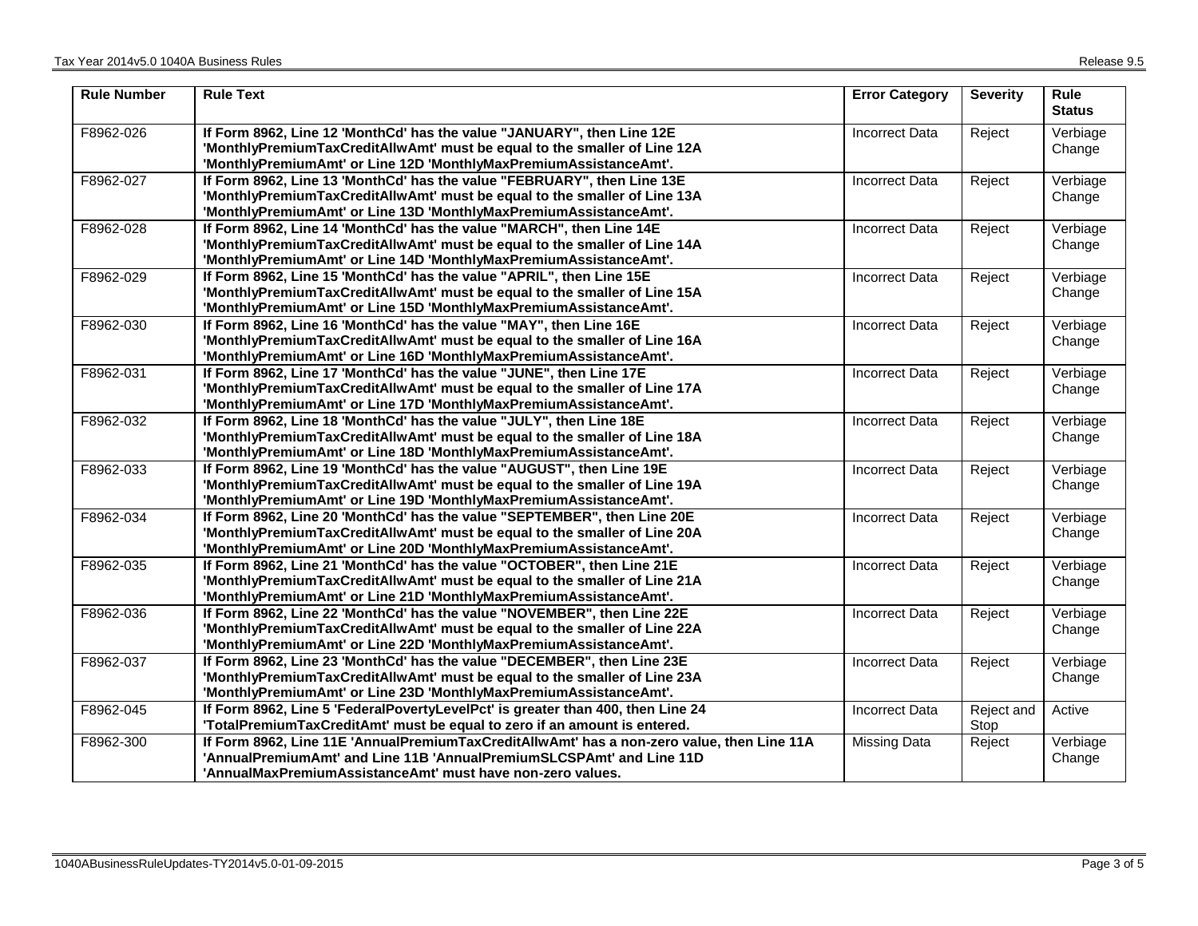| Rule Number | Rule Text | Error Category | Severity | Rule Status |
| --- | --- | --- | --- | --- |
| F8962-026 | **If Form 8962, Line 12 'MonthCd' has the value "JANUARY", then Line 12E 'MonthlyPremiumTaxCreditAllwAmt' must be equal to the smaller of Line 12A 'MonthlyPremiumAmt' or Line 12D 'MonthlyMaxPremiumAssistanceAmt'.** | Incorrect Data | Reject | Verbiage Change |
| F8962-027 | **If Form 8962, Line 13 'MonthCd' has the value "FEBRUARY", then Line 13E 'MonthlyPremiumTaxCreditAllwAmt' must be equal to the smaller of Line 13A 'MonthlyPremiumAmt' or Line 13D 'MonthlyMaxPremiumAssistanceAmt'.** | Incorrect Data | Reject | Verbiage Change |
| F8962-028 | **If Form 8962, Line 14 'MonthCd' has the value "MARCH", then Line 14E 'MonthlyPremiumTaxCreditAllwAmt' must be equal to the smaller of Line 14A 'MonthlyPremiumAmt' or Line 14D 'MonthlyMaxPremiumAssistanceAmt'.** | Incorrect Data | Reject | Verbiage Change |
| F8962-029 | **If Form 8962, Line 15 'MonthCd' has the value "APRIL", then Line 15E 'MonthlyPremiumTaxCreditAllwAmt' must be equal to the smaller of Line 15A 'MonthlyPremiumAmt' or Line 15D 'MonthlyMaxPremiumAssistanceAmt'.** | Incorrect Data | Reject | Verbiage Change |
| F8962-030 | **If Form 8962, Line 16 'MonthCd' has the value "MAY", then Line 16E 'MonthlyPremiumTaxCreditAllwAmt' must be equal to the smaller of Line 16A 'MonthlyPremiumAmt' or Line 16D 'MonthlyMaxPremiumAssistanceAmt'.** | Incorrect Data | Reject | Verbiage Change |
| F8962-031 | **If Form 8962, Line 17 'MonthCd' has the value "JUNE", then Line 17E 'MonthlyPremiumTaxCreditAllwAmt' must be equal to the smaller of Line 17A 'MonthlyPremiumAmt' or Line 17D 'MonthlyMaxPremiumAssistanceAmt'.** | Incorrect Data | Reject | Verbiage Change |
| F8962-032 | **If Form 8962, Line 18 'MonthCd' has the value "JULY", then Line 18E 'MonthlyPremiumTaxCreditAllwAmt' must be equal to the smaller of Line 18A 'MonthlyPremiumAmt' or Line 18D 'MonthlyMaxPremiumAssistanceAmt'.** | Incorrect Data | Reject | Verbiage Change |
| F8962-033 | **If Form 8962, Line 19 'MonthCd' has the value "AUGUST", then Line 19E 'MonthlyPremiumTaxCreditAllwAmt' must be equal to the smaller of Line 19A 'MonthlyPremiumAmt' or Line 19D 'MonthlyMaxPremiumAssistanceAmt'.** | Incorrect Data | Reject | Verbiage Change |
| F8962-034 | **If Form 8962, Line 20 'MonthCd' has the value "SEPTEMBER", then Line 20E 'MonthlyPremiumTaxCreditAllwAmt' must be equal to the smaller of Line 20A 'MonthlyPremiumAmt' or Line 20D 'MonthlyMaxPremiumAssistanceAmt'.** | Incorrect Data | Reject | Verbiage Change |
| F8962-035 | **If Form 8962, Line 21 'MonthCd' has the value "OCTOBER", then Line 21E 'MonthlyPremiumTaxCreditAllwAmt' must be equal to the smaller of Line 21A 'MonthlyPremiumAmt' or Line 21D 'MonthlyMaxPremiumAssistanceAmt'.** | Incorrect Data | Reject | Verbiage Change |
| F8962-036 | **If Form 8962, Line 22 'MonthCd' has the value "NOVEMBER", then Line 22E 'MonthlyPremiumTaxCreditAllwAmt' must be equal to the smaller of Line 22A 'MonthlyPremiumAmt' or Line 22D 'MonthlyMaxPremiumAssistanceAmt'.** | Incorrect Data | Reject | Verbiage Change |
| F8962-037 | **If Form 8962, Line 23 'MonthCd' has the value "DECEMBER", then Line 23E 'MonthlyPremiumTaxCreditAllwAmt' must be equal to the smaller of Line 23A 'MonthlyPremiumAmt' or Line 23D 'MonthlyMaxPremiumAssistanceAmt'.** | Incorrect Data | Reject | Verbiage Change |
| F8962-045 | **If Form 8962, Line 5 'FederalPovertyLevelPct' is greater than 400, then Line 24 'TotalPremiumTaxCreditAmt' must be equal to zero if an amount is entered.** | Incorrect Data | Reject and Stop | Active |
| F8962-300 | **If Form 8962, Line 11E 'AnnualPremiumTaxCreditAllwAmt' has a non-zero value, then Line 11A 'AnnualPremiumAmt' and Line 11B 'AnnualPremiumSLCSPAmt' and Line 11D 'AnnualMaxPremiumAssistanceAmt' must have non-zero values.** | Missing Data | Reject | Verbiage Change |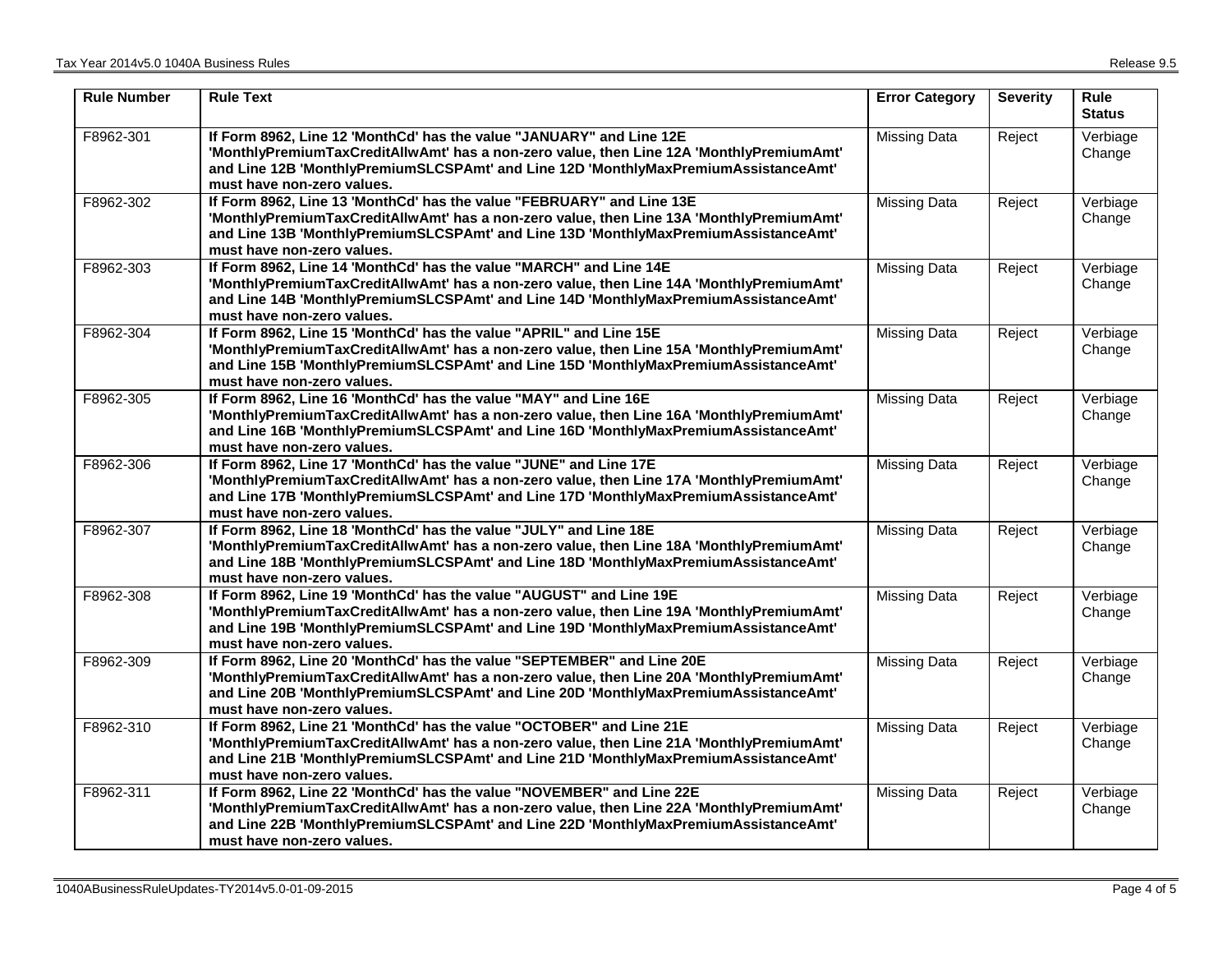| Rule Number | Rule Text | Error Category | Severity | Rule Status |
|---|---|---|---|---|
| F8962-301 | **If Form 8962, Line 12 'MonthCd' has the value "JANUARY" and Line 12E 'MonthlyPremiumTaxCreditAllwAmt' has a non-zero value, then Line 12A 'MonthlyPremiumAmt' and Line 12B 'MonthlyPremiumSLCSPAmt' and Line 12D 'MonthlyMaxPremiumAssistanceAmt' must have non-zero values.** | Missing Data | Reject | Verbiage Change |
| F8962-302 | **If Form 8962, Line 13 'MonthCd' has the value "FEBRUARY" and Line 13E 'MonthlyPremiumTaxCreditAllwAmt' has a non-zero value, then Line 13A 'MonthlyPremiumAmt' and Line 13B 'MonthlyPremiumSLCSPAmt' and Line 13D 'MonthlyMaxPremiumAssistanceAmt' must have non-zero values.** | Missing Data | Reject | Verbiage Change |
| F8962-303 | **If Form 8962, Line 14 'MonthCd' has the value "MARCH" and Line 14E 'MonthlyPremiumTaxCreditAllwAmt' has a non-zero value, then Line 14A 'MonthlyPremiumAmt' and Line 14B 'MonthlyPremiumSLCSPAmt' and Line 14D 'MonthlyMaxPremiumAssistanceAmt' must have non-zero values.** | Missing Data | Reject | Verbiage Change |
| F8962-304 | **If Form 8962, Line 15 'MonthCd' has the value "APRIL" and Line 15E 'MonthlyPremiumTaxCreditAllwAmt' has a non-zero value, then Line 15A 'MonthlyPremiumAmt' and Line 15B 'MonthlyPremiumSLCSPAmt' and Line 15D 'MonthlyMaxPremiumAssistanceAmt' must have non-zero values.** | Missing Data | Reject | Verbiage Change |
| F8962-305 | **If Form 8962, Line 16 'MonthCd' has the value "MAY" and Line 16E 'MonthlyPremiumTaxCreditAllwAmt' has a non-zero value, then Line 16A 'MonthlyPremiumAmt' and Line 16B 'MonthlyPremiumSLCSPAmt' and Line 16D 'MonthlyMaxPremiumAssistanceAmt' must have non-zero values.** | Missing Data | Reject | Verbiage Change |
| F8962-306 | **If Form 8962, Line 17 'MonthCd' has the value "JUNE" and Line 17E 'MonthlyPremiumTaxCreditAllwAmt' has a non-zero value, then Line 17A 'MonthlyPremiumAmt' and Line 17B 'MonthlyPremiumSLCSPAmt' and Line 17D 'MonthlyMaxPremiumAssistanceAmt' must have non-zero values.** | Missing Data | Reject | Verbiage Change |
| F8962-307 | **If Form 8962, Line 18 'MonthCd' has the value "JULY" and Line 18E 'MonthlyPremiumTaxCreditAllwAmt' has a non-zero value, then Line 18A 'MonthlyPremiumAmt' and Line 18B 'MonthlyPremiumSLCSPAmt' and Line 18D 'MonthlyMaxPremiumAssistanceAmt' must have non-zero values.** | Missing Data | Reject | Verbiage Change |
| F8962-308 | **If Form 8962, Line 19 'MonthCd' has the value "AUGUST" and Line 19E 'MonthlyPremiumTaxCreditAllwAmt' has a non-zero value, then Line 19A 'MonthlyPremiumAmt' and Line 19B 'MonthlyPremiumSLCSPAmt' and Line 19D 'MonthlyMaxPremiumAssistanceAmt' must have non-zero values.** | Missing Data | Reject | Verbiage Change |
| F8962-309 | **If Form 8962, Line 20 'MonthCd' has the value "SEPTEMBER" and Line 20E 'MonthlyPremiumTaxCreditAllwAmt' has a non-zero value, then Line 20A 'MonthlyPremiumAmt' and Line 20B 'MonthlyPremiumSLCSPAmt' and Line 20D 'MonthlyMaxPremiumAssistanceAmt' must have non-zero values.** | Missing Data | Reject | Verbiage Change |
| F8962-310 | **If Form 8962, Line 21 'MonthCd' has the value "OCTOBER" and Line 21E 'MonthlyPremiumTaxCreditAllwAmt' has a non-zero value, then Line 21A 'MonthlyPremiumAmt' and Line 21B 'MonthlyPremiumSLCSPAmt' and Line 21D 'MonthlyMaxPremiumAssistanceAmt' must have non-zero values.** | Missing Data | Reject | Verbiage Change |
| F8962-311 | **If Form 8962, Line 22 'MonthCd' has the value "NOVEMBER" and Line 22E 'MonthlyPremiumTaxCreditAllwAmt' has a non-zero value, then Line 22A 'MonthlyPremiumAmt' and Line 22B 'MonthlyPremiumSLCSPAmt' and Line 22D 'MonthlyMaxPremiumAssistanceAmt' must have non-zero values.** | Missing Data | Reject | Verbiage Change |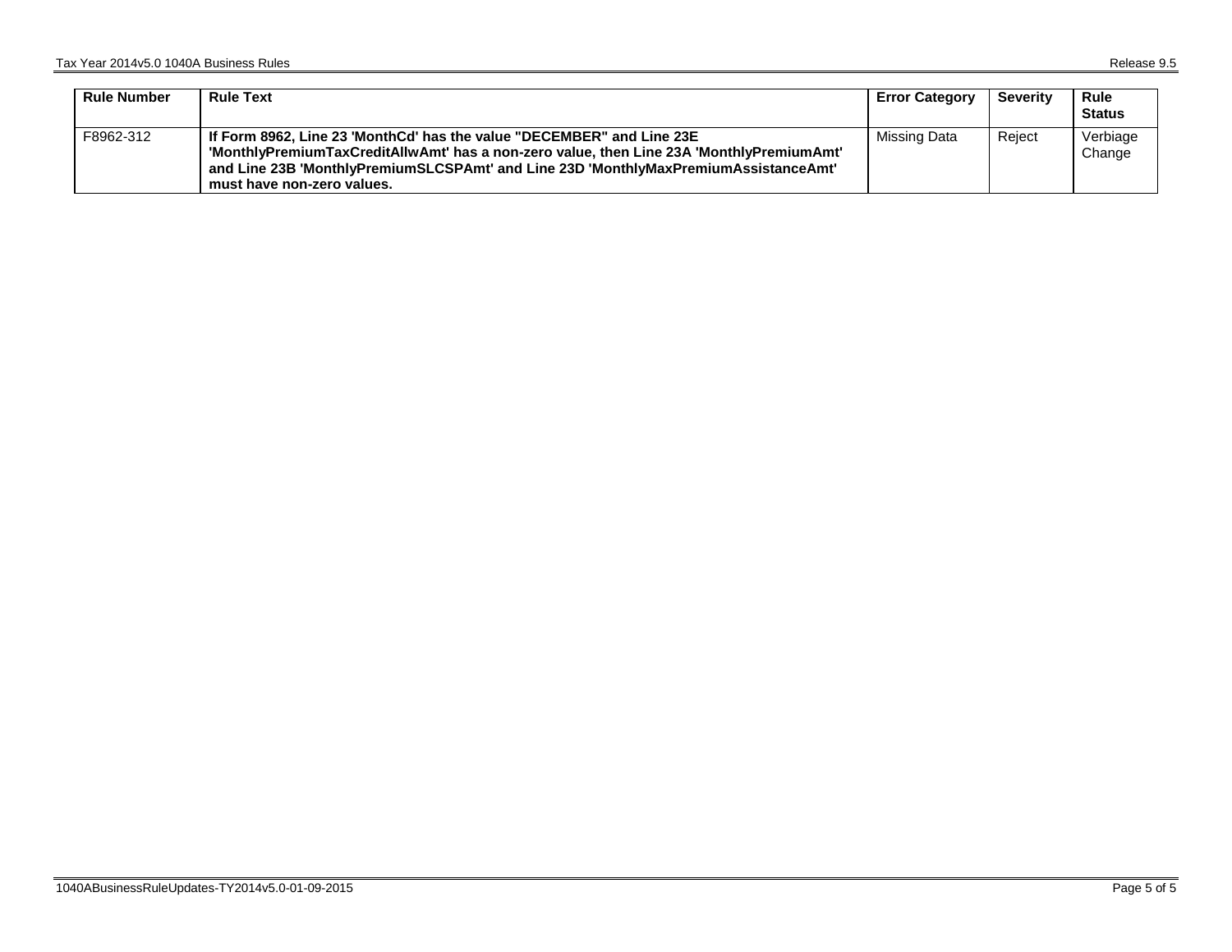| Rule Number | Rule Text | Error Category | Severity | Rule Status |
|---|---|---|---|---|
| F8962-312 | **If Form 8962, Line 23 'MonthCd' has the value "DECEMBER" and Line 23E 'MonthlyPremiumTaxCreditAllwAmt' has a non-zero value, then Line 23A 'MonthlyPremiumAmt' and Line 23B 'MonthlyPremiumSLCSPAmt' and Line 23D 'MonthlyMaxPremiumAssistanceAmt' must have non-zero values.** | Missing Data | Reject | Verbiage Change |